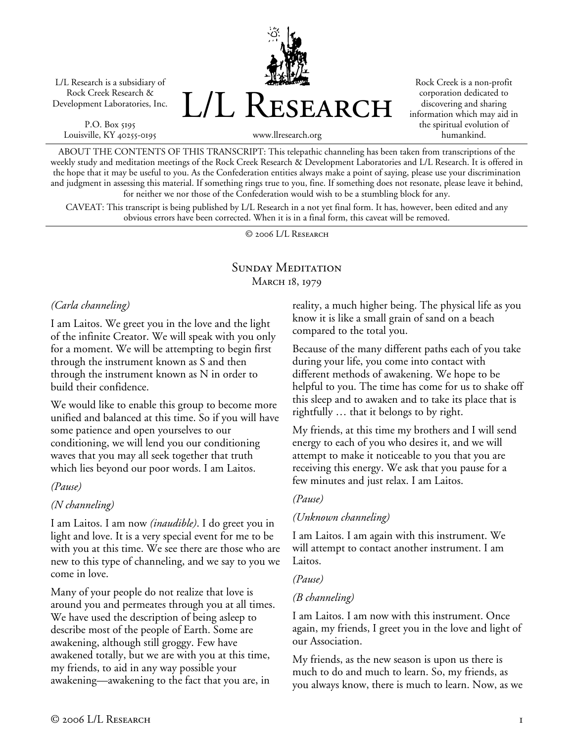L/L Research is a subsidiary of Rock Creek Research & Development Laboratories, Inc.

P.O. Box 5195
Louisville, KY 40255-0195

# L/L Research

www.llresearch.org

Rock Creek is a non-profit corporation dedicated to discovering and sharing information which may aid in the spiritual evolution of humankind.

ABOUT THE CONTENTS OF THIS TRANSCRIPT: This telepathic channeling has been taken from transcriptions of the weekly study and meditation meetings of the Rock Creek Research & Development Laboratories and L/L Research. It is offered in the hope that it may be useful to you. As the Confederation entities always make a point of saying, please use your discrimination and judgment in assessing this material. If something rings true to you, fine. If something does not resonate, please leave it behind, for neither we nor those of the Confederation would wish to be a stumbling block for any.

CAVEAT: This transcript is being published by L/L Research in a not yet final form. It has, however, been edited and any obvious errors have been corrected. When it is in a final form, this caveat will be removed.

© 2006 L/L Research

## Sunday Meditation
March 18, 1979

*(Carla channeling)*

I am Laitos. We greet you in the love and the light of the infinite Creator. We will speak with you only for a moment. We will be attempting to begin first through the instrument known as S and then through the instrument known as N in order to build their confidence.

We would like to enable this group to become more unified and balanced at this time. So if you will have some patience and open yourselves to our conditioning, we will lend you our conditioning waves that you may all seek together that truth which lies beyond our poor words. I am Laitos.

*(Pause)*

*(N channeling)*

I am Laitos. I am now *(inaudible)*. I do greet you in light and love. It is a very special event for me to be with you at this time. We see there are those who are new to this type of channeling, and we say to you we come in love.

Many of your people do not realize that love is around you and permeates through you at all times. We have used the description of being asleep to describe most of the people of Earth. Some are awakening, although still groggy. Few have awakened totally, but we are with you at this time, my friends, to aid in any way possible your awakening—awakening to the fact that you are, in reality, a much higher being. The physical life as you know it is like a small grain of sand on a beach compared to the total you.

Because of the many different paths each of you take during your life, you come into contact with different methods of awakening. We hope to be helpful to you. The time has come for us to shake off this sleep and to awaken and to take its place that is rightfully … that it belongs to by right.

My friends, at this time my brothers and I will send energy to each of you who desires it, and we will attempt to make it noticeable to you that you are receiving this energy. We ask that you pause for a few minutes and just relax. I am Laitos.

*(Pause)*

*(Unknown channeling)*

I am Laitos. I am again with this instrument. We will attempt to contact another instrument. I am Laitos.

*(Pause)*

*(B channeling)*

I am Laitos. I am now with this instrument. Once again, my friends, I greet you in the love and light of our Association.

My friends, as the new season is upon us there is much to do and much to learn. So, my friends, as you always know, there is much to learn. Now, as we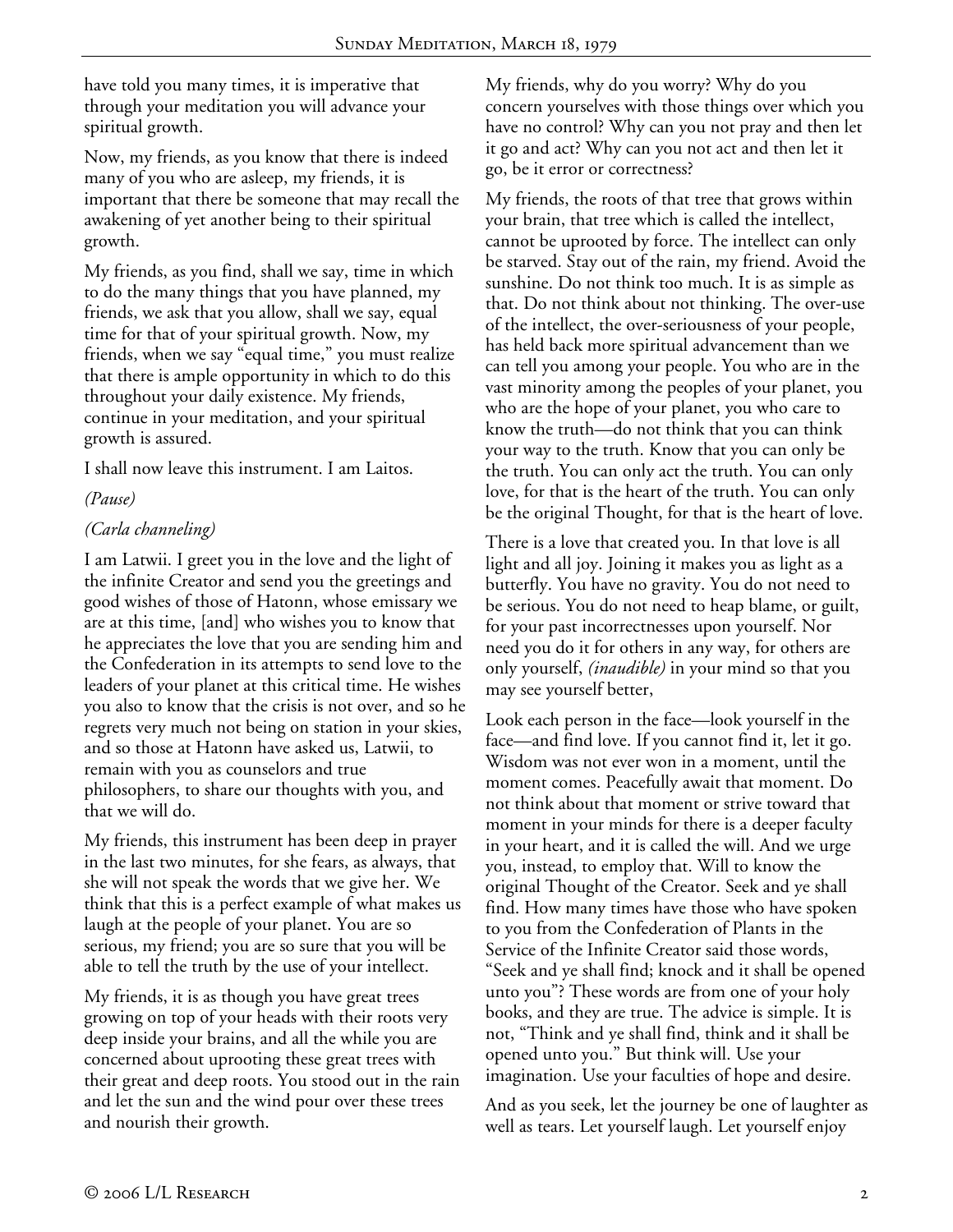have told you many times, it is imperative that through your meditation you will advance your spiritual growth.

Now, my friends, as you know that there is indeed many of you who are asleep, my friends, it is important that there be someone that may recall the awakening of yet another being to their spiritual growth.

My friends, as you find, shall we say, time in which to do the many things that you have planned, my friends, we ask that you allow, shall we say, equal time for that of your spiritual growth. Now, my friends, when we say "equal time," you must realize that there is ample opportunity in which to do this throughout your daily existence. My friends, continue in your meditation, and your spiritual growth is assured.

I shall now leave this instrument. I am Laitos.

*(Pause)*

*(Carla channeling)*

I am Latwii. I greet you in the love and the light of the infinite Creator and send you the greetings and good wishes of those of Hatonn, whose emissary we are at this time, [and] who wishes you to know that he appreciates the love that you are sending him and the Confederation in its attempts to send love to the leaders of your planet at this critical time. He wishes you also to know that the crisis is not over, and so he regrets very much not being on station in your skies, and so those at Hatonn have asked us, Latwii, to remain with you as counselors and true philosophers, to share our thoughts with you, and that we will do.

My friends, this instrument has been deep in prayer in the last two minutes, for she fears, as always, that she will not speak the words that we give her. We think that this is a perfect example of what makes us laugh at the people of your planet. You are so serious, my friend; you are so sure that you will be able to tell the truth by the use of your intellect.

My friends, it is as though you have great trees growing on top of your heads with their roots very deep inside your brains, and all the while you are concerned about uprooting these great trees with their great and deep roots. You stood out in the rain and let the sun and the wind pour over these trees and nourish their growth.

My friends, why do you worry? Why do you concern yourselves with those things over which you have no control? Why can you not pray and then let it go and act? Why can you not act and then let it go, be it error or correctness?

My friends, the roots of that tree that grows within your brain, that tree which is called the intellect, cannot be uprooted by force. The intellect can only be starved. Stay out of the rain, my friend. Avoid the sunshine. Do not think too much. It is as simple as that. Do not think about not thinking. The over-use of the intellect, the over-seriousness of your people, has held back more spiritual advancement than we can tell you among your people. You who are in the vast minority among the peoples of your planet, you who are the hope of your planet, you who care to know the truth—do not think that you can think your way to the truth. Know that you can only be the truth. You can only act the truth. You can only love, for that is the heart of the truth. You can only be the original Thought, for that is the heart of love.

There is a love that created you. In that love is all light and all joy. Joining it makes you as light as a butterfly. You have no gravity. You do not need to be serious. You do not need to heap blame, or guilt, for your past incorrectnesses upon yourself. Nor need you do it for others in any way, for others are only yourself, *(inaudible)* in your mind so that you may see yourself better,

Look each person in the face—look yourself in the face—and find love. If you cannot find it, let it go. Wisdom was not ever won in a moment, until the moment comes. Peacefully await that moment. Do not think about that moment or strive toward that moment in your minds for there is a deeper faculty in your heart, and it is called the will. And we urge you, instead, to employ that. Will to know the original Thought of the Creator. Seek and ye shall find. How many times have those who have spoken to you from the Confederation of Plants in the Service of the Infinite Creator said those words, "Seek and ye shall find; knock and it shall be opened unto you"? These words are from one of your holy books, and they are true. The advice is simple. It is not, "Think and ye shall find, think and it shall be opened unto you." But think will. Use your imagination. Use your faculties of hope and desire.

And as you seek, let the journey be one of laughter as well as tears. Let yourself laugh. Let yourself enjoy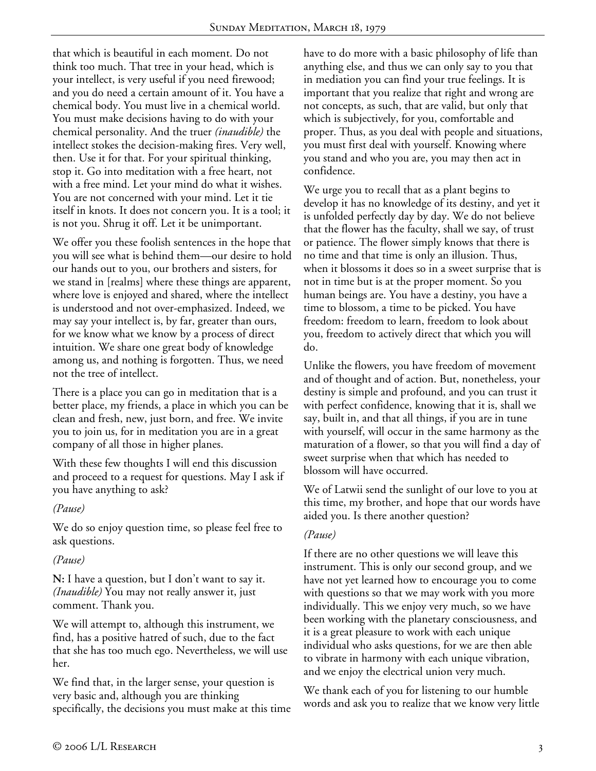that which is beautiful in each moment. Do not think too much. That tree in your head, which is your intellect, is very useful if you need firewood; and you do need a certain amount of it. You have a chemical body. You must live in a chemical world. You must make decisions having to do with your chemical personality. And the truer *(inaudible)* the intellect stokes the decision-making fires. Very well, then. Use it for that. For your spiritual thinking, stop it. Go into meditation with a free heart, not with a free mind. Let your mind do what it wishes. You are not concerned with your mind. Let it tie itself in knots. It does not concern you. It is a tool; it is not you. Shrug it off. Let it be unimportant.

We offer you these foolish sentences in the hope that you will see what is behind them—our desire to hold our hands out to you, our brothers and sisters, for we stand in [realms] where these things are apparent, where love is enjoyed and shared, where the intellect is understood and not over-emphasized. Indeed, we may say your intellect is, by far, greater than ours, for we know what we know by a process of direct intuition. We share one great body of knowledge among us, and nothing is forgotten. Thus, we need not the tree of intellect.

There is a place you can go in meditation that is a better place, my friends, a place in which you can be clean and fresh, new, just born, and free. We invite you to join us, for in meditation you are in a great company of all those in higher planes.

With these few thoughts I will end this discussion and proceed to a request for questions. May I ask if you have anything to ask?

*(Pause)*

We do so enjoy question time, so please feel free to ask questions.

*(Pause)*

**N:** I have a question, but I don't want to say it. *(Inaudible)* You may not really answer it, just comment. Thank you.

We will attempt to, although this instrument, we find, has a positive hatred of such, due to the fact that she has too much ego. Nevertheless, we will use her.

We find that, in the larger sense, your question is very basic and, although you are thinking specifically, the decisions you must make at this time have to do more with a basic philosophy of life than anything else, and thus we can only say to you that in mediation you can find your true feelings. It is important that you realize that right and wrong are not concepts, as such, that are valid, but only that which is subjectively, for you, comfortable and proper. Thus, as you deal with people and situations, you must first deal with yourself. Knowing where you stand and who you are, you may then act in confidence.

We urge you to recall that as a plant begins to develop it has no knowledge of its destiny, and yet it is unfolded perfectly day by day. We do not believe that the flower has the faculty, shall we say, of trust or patience. The flower simply knows that there is no time and that time is only an illusion. Thus, when it blossoms it does so in a sweet surprise that is not in time but is at the proper moment. So you human beings are. You have a destiny, you have a time to blossom, a time to be picked. You have freedom: freedom to learn, freedom to look about you, freedom to actively direct that which you will do.

Unlike the flowers, you have freedom of movement and of thought and of action. But, nonetheless, your destiny is simple and profound, and you can trust it with perfect confidence, knowing that it is, shall we say, built in, and that all things, if you are in tune with yourself, will occur in the same harmony as the maturation of a flower, so that you will find a day of sweet surprise when that which has needed to blossom will have occurred.

We of Latwii send the sunlight of our love to you at this time, my brother, and hope that our words have aided you. Is there another question?

*(Pause)*

If there are no other questions we will leave this instrument. This is only our second group, and we have not yet learned how to encourage you to come with questions so that we may work with you more individually. This we enjoy very much, so we have been working with the planetary consciousness, and it is a great pleasure to work with each unique individual who asks questions, for we are then able to vibrate in harmony with each unique vibration, and we enjoy the electrical union very much.

We thank each of you for listening to our humble words and ask you to realize that we know very little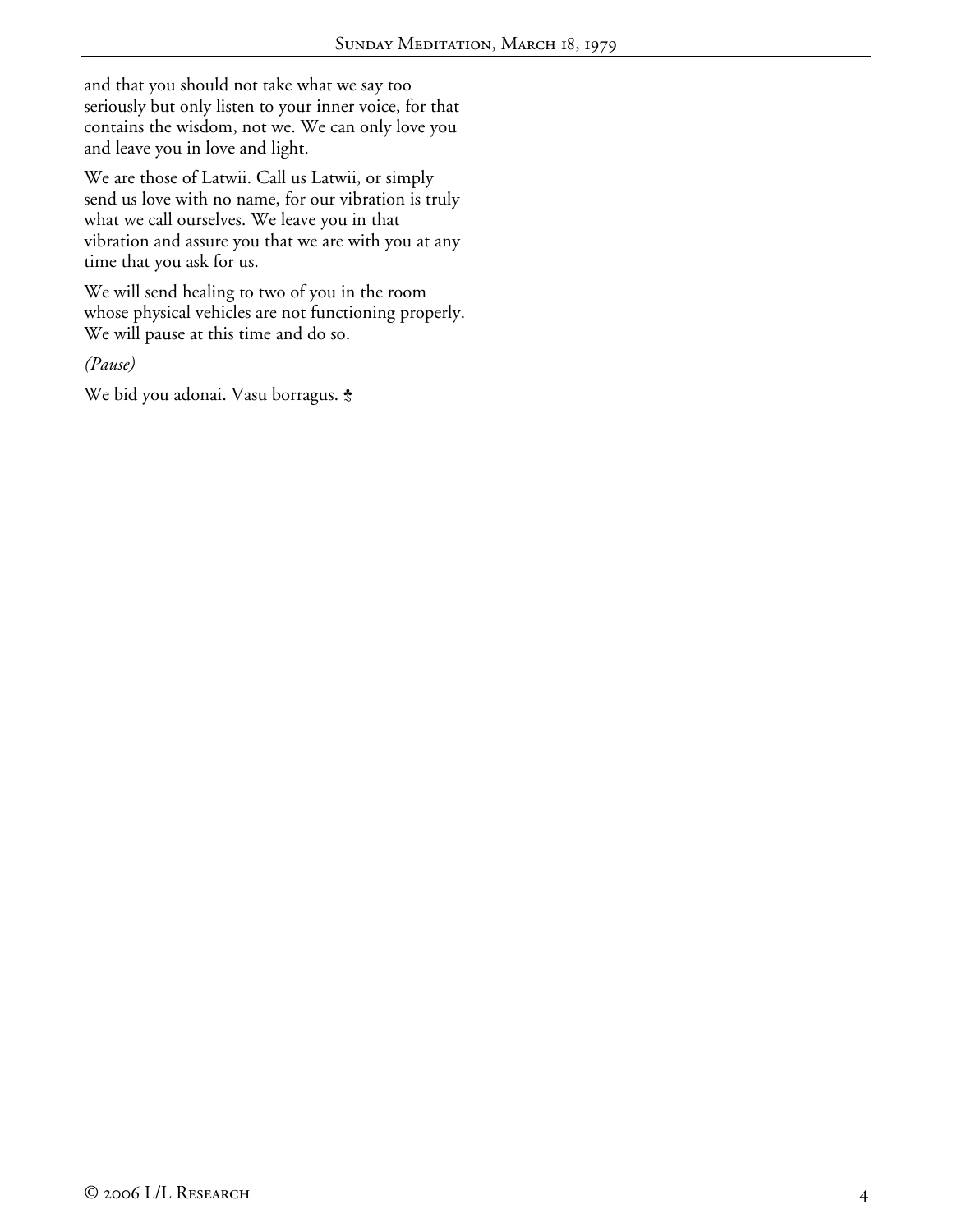and that you should not take what we say too seriously but only listen to your inner voice, for that contains the wisdom, not we. We can only love you and leave you in love and light.

We are those of Latwii. Call us Latwii, or simply send us love with no name, for our vibration is truly what we call ourselves. We leave you in that vibration and assure you that we are with you at any time that you ask for us.

We will send healing to two of you in the room whose physical vehicles are not functioning properly. We will pause at this time and do so.

*(Pause)*

We bid you adonai. Vasu borragus. ♣